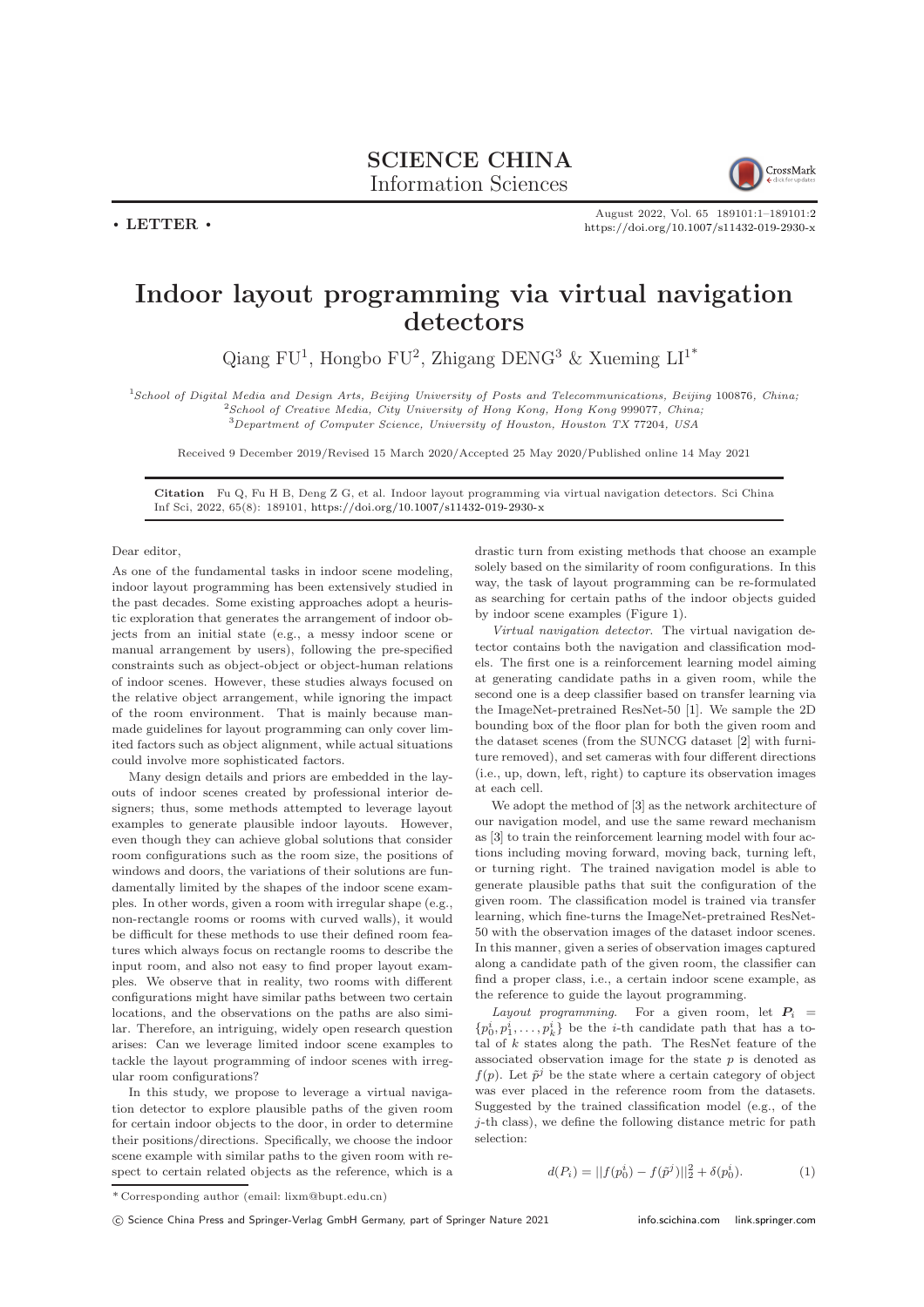**SCIENCE CHINA**
Information Sciences

• LETTER •

# Indoor layout programming via virtual navigation detectors

Qiang FU[1], Hongbo FU[2], Zhigang DENG[3] & Xueming LI[1*]

[1]*School of Digital Media and Design Arts, Beijing University of Posts and Telecommunications, Beijing* 100876*, China;*
[2]*School of Creative Media, City University of Hong Kong, Hong Kong* 999077*, China;*
[3]*Department of Computer Science, University of Houston, Houston TX* 77204*, USA*

Received 9 December 2019/Revised 15 March 2020/Accepted 25 May 2020/Published online 14 May 2021

**Citation** Fu Q, Fu H B, Deng Z G, et al. Indoor layout programming via virtual navigation detectors. Sci China Inf Sci, 2022, 65(8): 189101, https://doi.org/10.1007/s11432-019-2930-x

Dear editor,

As one of the fundamental tasks in indoor scene modeling, indoor layout programming has been extensively studied in the past decades. Some existing approaches adopt a heuristic exploration that generates the arrangement of indoor objects from an initial state (e.g., a messy indoor scene or manual arrangement by users), following the pre-specified constraints such as object-object or object-human relations of indoor scenes. However, these studies always focused on the relative object arrangement, while ignoring the impact of the room environment. That is mainly because man-made guidelines for layout programming can only cover limited factors such as object alignment, while actual situations could involve more sophisticated factors.

Many design details and priors are embedded in the layouts of indoor scenes created by professional interior designers; thus, some methods attempted to leverage layout examples to generate plausible indoor layouts. However, even though they can achieve global solutions that consider room configurations such as the room size, the positions of windows and doors, the variations of their solutions are fundamentally limited by the shapes of the indoor scene examples. In other words, given a room with irregular shape (e.g., non-rectangle rooms or rooms with curved walls), it would be difficult for these methods to use their defined room features which always focus on rectangle rooms to describe the input room, and also not easy to find proper layout examples. We observe that in reality, two rooms with different configurations might have similar paths between two certain locations, and the observations on the paths are also similar. Therefore, an intriguing, widely open research question arises: Can we leverage limited indoor scene examples to tackle the layout programming of indoor scenes with irregular room configurations?

In this study, we propose to leverage a virtual navigation detector to explore plausible paths of the given room for certain indoor objects to the door, in order to determine their positions/directions. Specifically, we choose the indoor scene example with similar paths to the given room with respect to certain related objects as the reference, which is a drastic turn from existing methods that choose an example solely based on the similarity of room configurations. In this way, the task of layout programming can be re-formulated as searching for certain paths of the indoor objects guided by indoor scene examples (Figure 1).

*Virtual navigation detector.* The virtual navigation detector contains both the navigation and classification models. The first one is a reinforcement learning model aiming at generating candidate paths in a given room, while the second one is a deep classifier based on transfer learning via the ImageNet-pretrained ResNet-50 [1]. We sample the 2D bounding box of the floor plan for both the given room and the dataset scenes (from the SUNCG dataset [2] with furniture removed), and set cameras with four different directions (i.e., up, down, left, right) to capture its observation images at each cell.

We adopt the method of [3] as the network architecture of our navigation model, and use the same reward mechanism as [3] to train the reinforcement learning model with four actions including moving forward, moving back, turning left, or turning right. The trained navigation model is able to generate plausible paths that suit the configuration of the given room. The classification model is trained via transfer learning, which fine-turns the ImageNet-pretrained ResNet-50 with the observation images of the dataset indoor scenes. In this manner, given a series of observation images captured along a candidate path of the given room, the classifier can find a proper class, i.e., a certain indoor scene example, as the reference to guide the layout programming.

*Layout programming.* For a given room, let $\boldsymbol{P}_i = \{p_0^i, p_1^i, \ldots, p_k^i\}$ be the $i$-th candidate path that has a total of $k$ states along the path. The ResNet feature of the associated observation image for the state $p$ is denoted as $f(p)$. Let $\tilde{p}^j$ be the state where a certain category of object was ever placed in the reference room from the datasets. Suggested by the trained classification model (e.g., of the $j$-th class), we define the following distance metric for path selection:

$$d(P_i) = ||f(p_0^i) - f(\tilde{p}^j)||_2^2 + \delta(p_0^i). \tag{1}$$

\* Corresponding author (email: lixm@bupt.edu.cn)

© Science China Press and Springer-Verlag GmbH Germany, part of Springer Nature 2021 info.scichina.com link.springer.com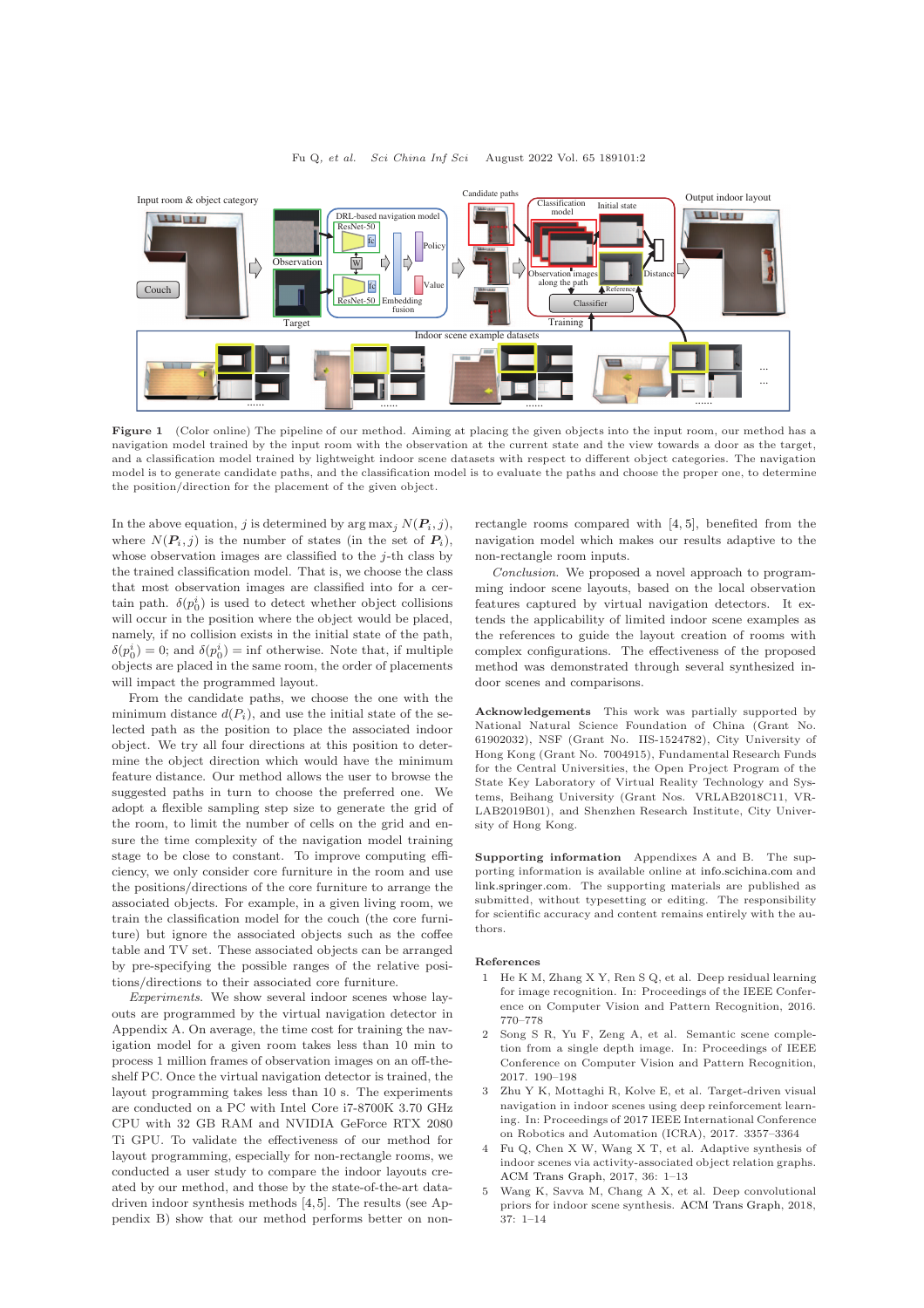Input room & object category

Couch

Observation

Target

DRL-based navigation model

ResNet-50

fc

W

Policy

Value

ResNet-50

fc

Embedding fusion

Candidate paths

Classification model

Initial state

Observation images along the path

Distance

Reference

Classifier

Training

Output indoor layout

Indoor scene example datasets

......

**Figure 1** (Color online) The pipeline of our method. Aiming at placing the given objects into the input room, our method has a navigation model trained by the input room with the observation at the current state and the view towards a door as the target, and a classification model trained by lightweight indoor scene datasets with respect to different object categories. The navigation model is to generate candidate paths, and the classification model is to evaluate the paths and choose the proper one, to determine the position/direction for the placement of the given object.

In the above equation, $j$ is determined by $\arg\max_j N(\boldsymbol{P}_i, j)$, where $N(\boldsymbol{P}_i, j)$ is the number of states (in the set of $\boldsymbol{P}_i$), whose observation images are classified to the $j$-th class by the trained classification model. That is, we choose the class that most observation images are classified into for a certain path. $\delta(p_0^i)$ is used to detect whether object collisions will occur in the position where the object would be placed, namely, if no collision exists in the initial state of the path, $\delta(p_0^i) = 0$; and $\delta(p_0^i) = \inf$ otherwise. Note that, if multiple objects are placed in the same room, the order of placements will impact the programmed layout.

From the candidate paths, we choose the one with the minimum distance $d(P_i)$, and use the initial state of the selected path as the position to place the associated indoor object. We try all four directions at this position to determine the object direction which would have the minimum feature distance. Our method allows the user to browse the suggested paths in turn to choose the preferred one. We adopt a flexible sampling step size to generate the grid of the room, to limit the number of cells on the grid and ensure the time complexity of the navigation model training stage to be close to constant. To improve computing efficiency, we only consider core furniture in the room and use the positions/directions of the core furniture to arrange the associated objects. For example, in a given living room, we train the classification model for the couch (the core furniture) but ignore the associated objects such as the coffee table and TV set. These associated objects can be arranged by pre-specifying the possible ranges of the relative positions/directions to their associated core furniture.

*Experiments.* We show several indoor scenes whose layouts are programmed by the virtual navigation detector in Appendix A. On average, the time cost for training the navigation model for a given room takes less than 10 min to process 1 million frames of observation images on an off-the-shelf PC. Once the virtual navigation detector is trained, the layout programming takes less than 10 s. The experiments are conducted on a PC with Intel Core i7-8700K 3.70 GHz CPU with 32 GB RAM and NVIDIA GeForce RTX 2080 Ti GPU. To validate the effectiveness of our method for layout programming, especially for non-rectangle rooms, we conducted a user study to compare the indoor layouts created by our method, and those by the state-of-the-art data-driven indoor synthesis methods [4, 5]. The results (see Appendix B) show that our method performs better on non-rectangle rooms compared with [4, 5], benefited from the navigation model which makes our results adaptive to the non-rectangle room inputs.

*Conclusion.* We proposed a novel approach to programming indoor scene layouts, based on the local observation features captured by virtual navigation detectors. It extends the applicability of limited indoor scene examples as the references to guide the layout creation of rooms with complex configurations. The effectiveness of the proposed method was demonstrated through several synthesized indoor scenes and comparisons.

**Acknowledgements** This work was partially supported by National Natural Science Foundation of China (Grant No. 61902032), NSF (Grant No. IIS-1524782), City University of Hong Kong (Grant No. 7004915), Fundamental Research Funds for the Central Universities, the Open Project Program of the State Key Laboratory of Virtual Reality Technology and Systems, Beihang University (Grant Nos. VRLAB2018C11, VRLAB2019B01), and Shenzhen Research Institute, City University of Hong Kong.

**Supporting information** Appendixes A and B. The supporting information is available online at info.scichina.com and link.springer.com. The supporting materials are published as submitted, without typesetting or editing. The responsibility for scientific accuracy and content remains entirely with the authors.

**References**

1 He K M, Zhang X Y, Ren S Q, et al. Deep residual learning for image recognition. In: Proceedings of the IEEE Conference on Computer Vision and Pattern Recognition, 2016. 770–778

2 Song S R, Yu F, Zeng A, et al. Semantic scene completion from a single depth image. In: Proceedings of IEEE Conference on Computer Vision and Pattern Recognition, 2017. 190–198

3 Zhu Y K, Mottaghi R, Kolve E, et al. Target-driven visual navigation in indoor scenes using deep reinforcement learning. In: Proceedings of 2017 IEEE International Conference on Robotics and Automation (ICRA), 2017. 3357–3364

4 Fu Q, Chen X W, Wang X T, et al. Adaptive synthesis of indoor scenes via activity-associated object relation graphs. ACM Trans Graph, 2017, 36: 1–13

5 Wang K, Savva M, Chang A X, et al. Deep convolutional priors for indoor scene synthesis. ACM Trans Graph, 2018, 37: 1–14